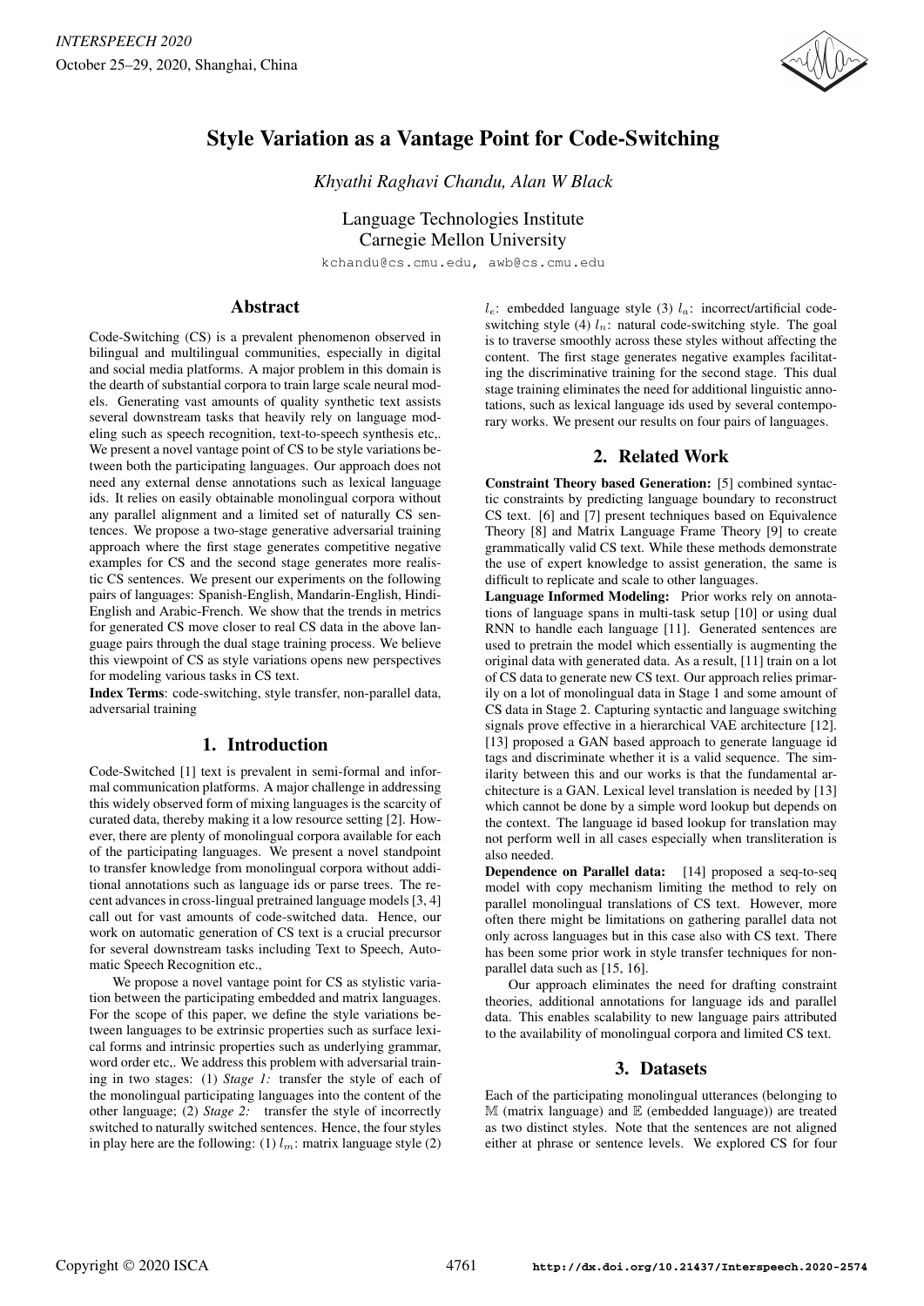# Style Variation as a Vantage Point for Code-Switching

*Khyathi Raghavi Chandu, Alan W Black*

Language Technologies Institute
Carnegie Mellon University

kchandu@cs.cmu.edu, awb@cs.cmu.edu

## Abstract

Code-Switching (CS) is a prevalent phenomenon observed in bilingual and multilingual communities, especially in digital and social media platforms. A major problem in this domain is the dearth of substantial corpora to train large scale neural models. Generating vast amounts of quality synthetic text assists several downstream tasks that heavily rely on language modeling such as speech recognition, text-to-speech synthesis etc,. We present a novel vantage point of CS to be style variations between both the participating languages. Our approach does not need any external dense annotations such as lexical language ids. It relies on easily obtainable monolingual corpora without any parallel alignment and a limited set of naturally CS sentences. We propose a two-stage generative adversarial training approach where the first stage generates competitive negative examples for CS and the second stage generates more realistic CS sentences. We present our experiments on the following pairs of languages: Spanish-English, Mandarin-English, Hindi-English and Arabic-French. We show that the trends in metrics for generated CS move closer to real CS data in the above language pairs through the dual stage training process. We believe this viewpoint of CS as style variations opens new perspectives for modeling various tasks in CS text.

**Index Terms**: code-switching, style transfer, non-parallel data, adversarial training

## 1. Introduction

Code-Switched [1] text is prevalent in semi-formal and informal communication platforms. A major challenge in addressing this widely observed form of mixing languages is the scarcity of curated data, thereby making it a low resource setting [2]. However, there are plenty of monolingual corpora available for each of the participating languages. We present a novel standpoint to transfer knowledge from monolingual corpora without additional annotations such as language ids or parse trees. The recent advances in cross-lingual pretrained language models [3, 4] call out for vast amounts of code-switched data. Hence, our work on automatic generation of CS text is a crucial precursor for several downstream tasks including Text to Speech, Automatic Speech Recognition etc.,

We propose a novel vantage point for CS as stylistic variation between the participating embedded and matrix languages. For the scope of this paper, we define the style variations between languages to be extrinsic properties such as surface lexical forms and intrinsic properties such as underlying grammar, word order etc,. We address this problem with adversarial training in two stages: (1) *Stage 1:* transfer the style of each of the monolingual participating languages into the content of the other language; (2) *Stage 2:* transfer the style of incorrectly switched to naturally switched sentences. Hence, the four styles in play here are the following: (1) $l_m$: matrix language style (2) $l_e$: embedded language style (3) $l_a$: incorrect/artificial code-switching style (4) $l_n$: natural code-switching style. The goal is to traverse smoothly across these styles without affecting the content. The first stage generates negative examples facilitating the discriminative training for the second stage. This dual stage training eliminates the need for additional linguistic annotations, such as lexical language ids used by several contemporary works. We present our results on four pairs of languages.

## 2. Related Work

**Constraint Theory based Generation:** [5] combined syntactic constraints by predicting language boundary to reconstruct CS text. [6] and [7] present techniques based on Equivalence Theory [8] and Matrix Language Frame Theory [9] to create grammatically valid CS text. While these methods demonstrate the use of expert knowledge to assist generation, the same is difficult to replicate and scale to other languages.

**Language Informed Modeling:** Prior works rely on annotations of language spans in multi-task setup [10] or using dual RNN to handle each language [11]. Generated sentences are used to pretrain the model which essentially is augmenting the original data with generated data. As a result, [11] train on a lot of CS data to generate new CS text. Our approach relies primarily on a lot of monolingual data in Stage 1 and some amount of CS data in Stage 2. Capturing syntactic and language switching signals prove effective in a hierarchical VAE architecture [12]. [13] proposed a GAN based approach to generate language id tags and discriminate whether it is a valid sequence. The similarity between this and our works is that the fundamental architecture is a GAN. Lexical level translation is needed by [13] which cannot be done by a simple word lookup but depends on the context. The language id based lookup for translation may not perform well in all cases especially when transliteration is also needed.

**Dependence on Parallel data:** [14] proposed a seq-to-seq model with copy mechanism limiting the method to rely on parallel monolingual translations of CS text. However, more often there might be limitations on gathering parallel data not only across languages but in this case also with CS text. There has been some prior work in style transfer techniques for non-parallel data such as [15, 16].

Our approach eliminates the need for drafting constraint theories, additional annotations for language ids and parallel data. This enables scalability to new language pairs attributed to the availability of monolingual corpora and limited CS text.

## 3. Datasets

Each of the participating monolingual utterances (belonging to $\mathbb{M}$ (matrix language) and $\mathbb{E}$ (embedded language)) are treated as two distinct styles. Note that the sentences are not aligned either at phrase or sentence levels. We explored CS for four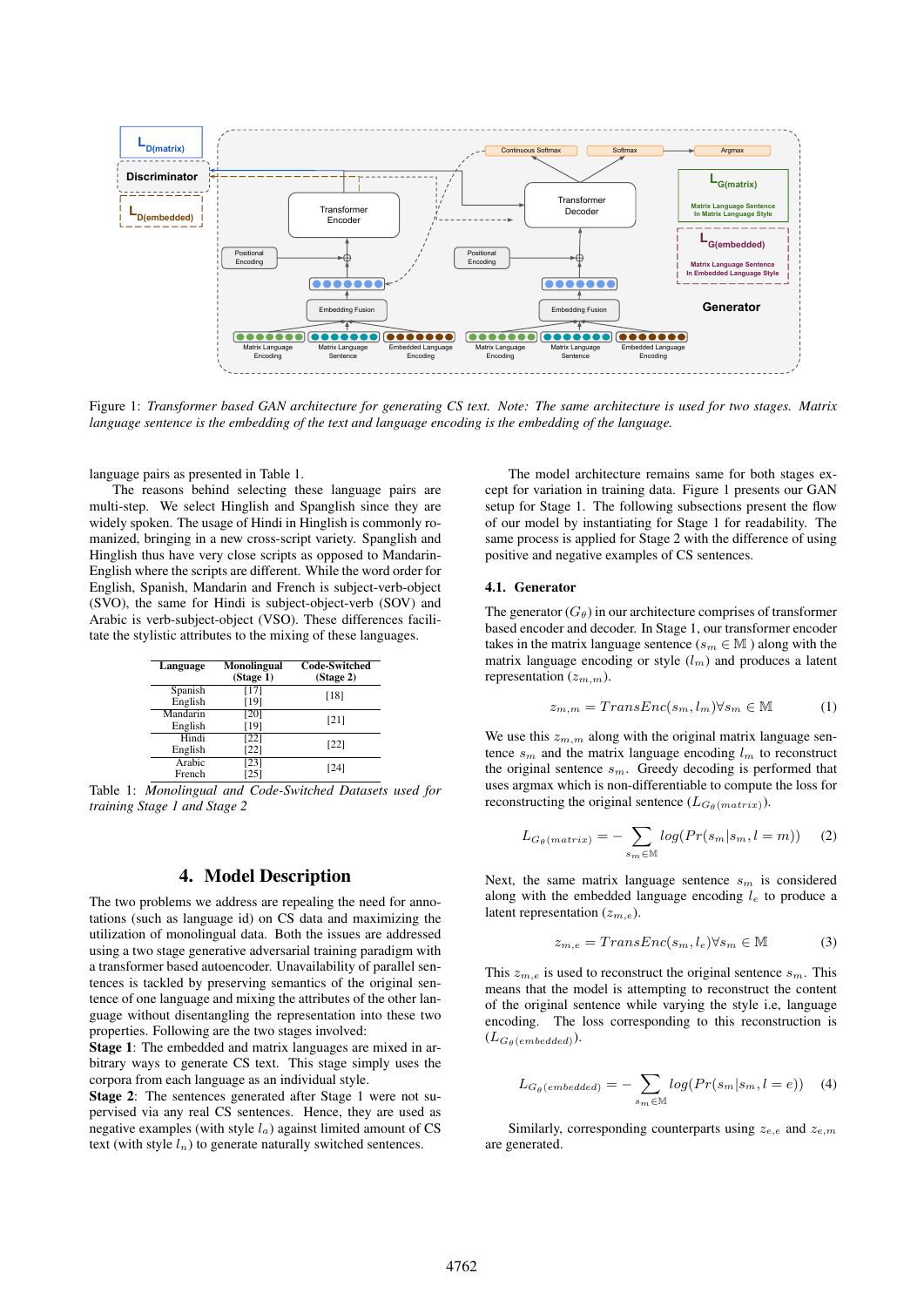Figure 1: *Transformer based GAN architecture for generating CS text. Note: The same architecture is used for two stages. Matrix language sentence is the embedding of the text and language encoding is the embedding of the language.*

language pairs as presented in Table 1.

The reasons behind selecting these language pairs are multi-step. We select Hinglish and Spanglish since they are widely spoken. The usage of Hindi in Hinglish is commonly romanized, bringing in a new cross-script variety. Spanglish and Hinglish thus have very close scripts as opposed to Mandarin-English where the scripts are different. While the word order for English, Spanish, Mandarin and French is subject-verb-object (SVO), the same for Hindi is subject-object-verb (SOV) and Arabic is verb-subject-object (VSO). These differences facilitate the stylistic attributes to the mixing of these languages.

| Language | Monolingual (Stage 1) | Code-Switched (Stage 2) |
|---|---|---|
| Spanish | [17] | [18] |
| English | [19] | |
| Mandarin | [20] | [21] |
| English | [19] | |
| Hindi | [22] | [22] |
| English | [22] | |
| Arabic | [23] | [24] |
| French | [25] | |

Table 1: *Monolingual and Code-Switched Datasets used for training Stage 1 and Stage 2*

## 4. Model Description

The two problems we address are repealing the need for annotations (such as language id) on CS data and maximizing the utilization of monolingual data. Both the issues are addressed using a two stage generative adversarial training paradigm with a transformer based autoencoder. Unavailability of parallel sentences is tackled by preserving semantics of the original sentence of one language and mixing the attributes of the other language without disentangling the representation into these two properties. Following are the two stages involved:

**Stage 1**: The embedded and matrix languages are mixed in arbitrary ways to generate CS text. This stage simply uses the corpora from each language as an individual style.

**Stage 2**: The sentences generated after Stage 1 were not supervised via any real CS sentences. Hence, they are used as negative examples (with style $l_a$) against limited amount of CS text (with style $l_n$) to generate naturally switched sentences.

The model architecture remains same for both stages except for variation in training data. Figure 1 presents our GAN setup for Stage 1. The following subsections present the flow of our model by instantiating for Stage 1 for readability. The same process is applied for Stage 2 with the difference of using positive and negative examples of CS sentences.

### 4.1. Generator

The generator ($G_\theta$) in our architecture comprises of transformer based encoder and decoder. In Stage 1, our transformer encoder takes in the matrix language sentence ($s_m \in \mathbb{M}$) along with the matrix language encoding or style ($l_m$) and produces a latent representation ($z_{m,m}$).

$$z_{m,m} = TransEnc(s_m, l_m) \forall s_m \in \mathbb{M} \tag{1}$$

We use this $z_{m,m}$ along with the original matrix language sentence $s_m$ and the matrix language encoding $l_m$ to reconstruct the original sentence $s_m$. Greedy decoding is performed that uses argmax which is non-differentiable to compute the loss for reconstructing the original sentence ($L_{G_\theta(matrix)}$).

$$L_{G_\theta(matrix)} = - \sum_{s_m \in \mathbb{M}} log(Pr(s_m|s_m, l = m)) \tag{2}$$

Next, the same matrix language sentence $s_m$ is considered along with the embedded language encoding $l_e$ to produce a latent representation ($z_{m,e}$).

$$z_{m,e} = TransEnc(s_m, l_e) \forall s_m \in \mathbb{M} \tag{3}$$

This $z_{m,e}$ is used to reconstruct the original sentence $s_m$. This means that the model is attempting to reconstruct the content of the original sentence while varying the style i.e, language encoding. The loss corresponding to this reconstruction is ($L_{G_\theta(embedded)}$).

$$L_{G_\theta(embedded)} = - \sum_{s_m \in \mathbb{M}} log(Pr(s_m|s_m, l = e)) \tag{4}$$

Similarly, corresponding counterparts using $z_{e,e}$ and $z_{e,m}$ are generated.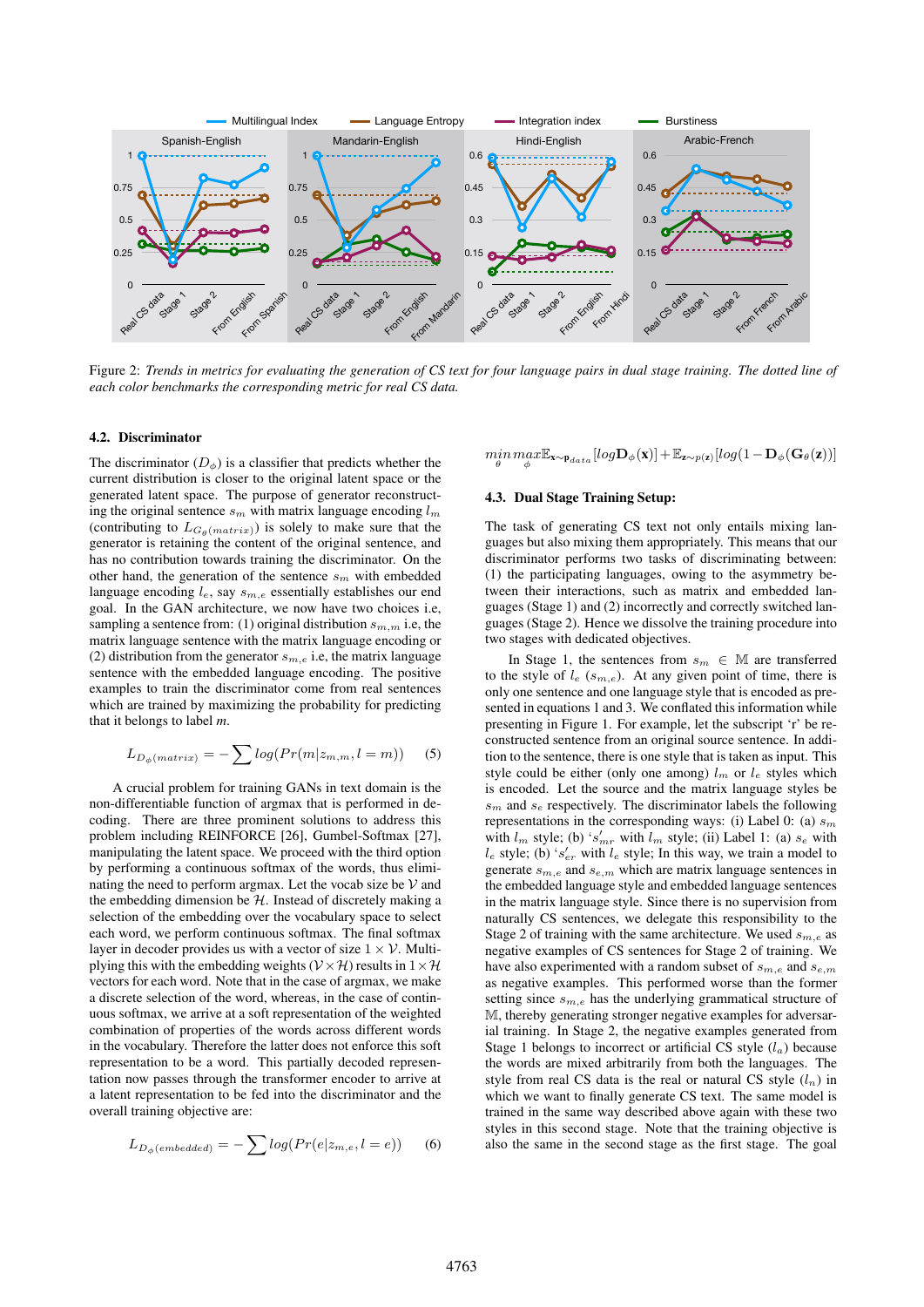Figure 2: *Trends in metrics for evaluating the generation of CS text for four language pairs in dual stage training. The dotted line of each color benchmarks the corresponding metric for real CS data.*

### 4.2. Discriminator

The discriminator ($D_\phi$) is a classifier that predicts whether the current distribution is closer to the original latent space or the generated latent space. The purpose of generator reconstructing the original sentence $s_m$ with matrix language encoding $l_m$ (contributing to $L_{G_\theta(matrix)}$) is solely to make sure that the generator is retaining the content of the original sentence, and has no contribution towards training the discriminator. On the other hand, the generation of the sentence $s_m$ with embedded language encoding $l_e$, say $s_{m,e}$ essentially establishes our end goal. In the GAN architecture, we now have two choices i.e, sampling a sentence from: (1) original distribution $s_{m,m}$ i.e, the matrix language sentence with the matrix language encoding or (2) distribution from the generator $s_{m,e}$ i.e, the matrix language sentence with the embedded language encoding. The positive examples to train the discriminator come from real sentences which are trained by maximizing the probability for predicting that it belongs to label *m*.

$$L_{D_{\phi(matrix)}} = -\sum log(Pr(m|z_{m,m}, l = m)) \quad (5)$$

A crucial problem for training GANs in text domain is the non-differentiable function of argmax that is performed in decoding. There are three prominent solutions to address this problem including REINFORCE [26], Gumbel-Softmax [27], manipulating the latent space. We proceed with the third option by performing a continuous softmax of the words, thus eliminating the need to perform argmax. Let the vocab size be $\mathcal{V}$ and the embedding dimension be $\mathcal{H}$. Instead of discretely making a selection of the embedding over the vocabulary space to select each word, we perform continuous softmax. The final softmax layer in decoder provides us with a vector of size $1 \times \mathcal{V}$. Multiplying this with the embedding weights ($\mathcal{V} \times \mathcal{H}$) results in $1 \times \mathcal{H}$ vectors for each word. Note that in the case of argmax, we make a discrete selection of the word, whereas, in the case of continuous softmax, we arrive at a soft representation of the weighted combination of properties of the words across different words in the vocabulary. Therefore the latter does not enforce this soft representation to be a word. This partially decoded representation now passes through the transformer encoder to arrive at a latent representation to be fed into the discriminator and the overall training objective are:

$$L_{D_{\phi(embedded)}} = -\sum log(Pr(e|z_{m,e}, l = e)) \quad (6)$$

$$\underset{\theta}{min}\,\underset{\phi}{max}\mathbb{E}_{\mathbf{x}\sim \mathbf{p}_{data}}[log\mathbf{D}_\phi(\mathbf{x})] + \mathbb{E}_{\mathbf{z}\sim p(\mathbf{z})}[log(1-\mathbf{D}_\phi(\mathbf{G}_\theta(\mathbf{z}))]$$

### 4.3. Dual Stage Training Setup:

The task of generating CS text not only entails mixing languages but also mixing them appropriately. This means that our discriminator performs two tasks of discriminating between: (1) the participating languages, owing to the asymmetry between their interactions, such as matrix and embedded languages (Stage 1) and (2) incorrectly and correctly switched languages (Stage 2). Hence we dissolve the training procedure into two stages with dedicated objectives.

In Stage 1, the sentences from $s_m \in \mathbb{M}$ are transferred to the style of $l_e$ ($s_{m,e}$). At any given point of time, there is only one sentence and one language style that is encoded as presented in equations 1 and 3. We conflated this information while presenting in Figure 1. For example, let the subscript 'r' be reconstructed sentence from an original source sentence. In addition to the sentence, there is one style that is taken as input. This style could be either (only one among) $l_m$ or $l_e$ styles which is encoded. Let the source and the matrix language styles be $s_m$ and $s_e$ respectively. The discriminator labels the following representations in the corresponding ways: (i) Label 0: (a) $s_m$ with $l_m$ style; (b) '$s'_{mr}$ with $l_m$ style; (ii) Label 1: (a) $s_e$ with $l_e$ style; (b) '$s'_{er}$ with $l_e$ style; In this way, we train a model to generate $s_{m,e}$ and $s_{e,m}$ which are matrix language sentences in the embedded language style and embedded language sentences in the matrix language style. Since there is no supervision from naturally CS sentences, we delegate this responsibility to the Stage 2 of training with the same architecture. We used $s_{m,e}$ as negative examples of CS sentences for Stage 2 of training. We have also experimented with a random subset of $s_{m,e}$ and $s_{e,m}$ as negative examples. This performed worse than the former setting since $s_{m,e}$ has the underlying grammatical structure of $\mathbb{M}$, thereby generating stronger negative examples for adversarial training. In Stage 2, the negative examples generated from Stage 1 belongs to incorrect or artificial CS style ($l_a$) because the words are mixed arbitrarily from both the languages. The style from real CS data is the real or natural CS style ($l_n$) in which we want to finally generate CS text. The same model is trained in the same way described above again with these two styles in this second stage. Note that the training objective is also the same in the second stage as the first stage. The goal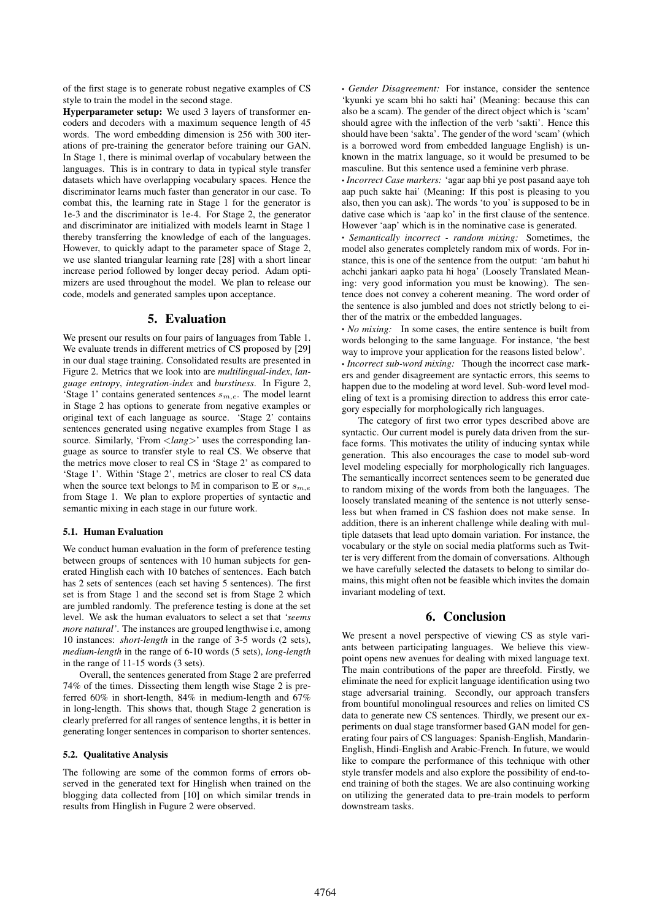of the first stage is to generate robust negative examples of CS style to train the model in the second stage.

**Hyperparameter setup:** We used 3 layers of transformer encoders and decoders with a maximum sequence length of 45 words. The word embedding dimension is 256 with 300 iterations of pre-training the generator before training our GAN. In Stage 1, there is minimal overlap of vocabulary between the languages. This is in contrary to data in typical style transfer datasets which have overlapping vocabulary spaces. Hence the discriminator learns much faster than generator in our case. To combat this, the learning rate in Stage 1 for the generator is 1e-3 and the discriminator is 1e-4. For Stage 2, the generator and discriminator are initialized with models learnt in Stage 1 thereby transferring the knowledge of each of the languages. However, to quickly adapt to the parameter space of Stage 2, we use slanted triangular learning rate [28] with a short linear increase period followed by longer decay period. Adam optimizers are used throughout the model. We plan to release our code, models and generated samples upon acceptance.

## 5. Evaluation

We present our results on four pairs of languages from Table 1. We evaluate trends in different metrics of CS proposed by [29] in our dual stage training. Consolidated results are presented in Figure 2. Metrics that we look into are *multilingual-index*, *language entropy*, *integration-index* and *burstiness*. In Figure 2, 'Stage 1' contains generated sentences $s_{m,e}$. The model learnt in Stage 2 has options to generate from negative examples or original text of each language as source. 'Stage 2' contains sentences generated using negative examples from Stage 1 as source. Similarly, 'From <*lang*>' uses the corresponding language as source to transfer style to real CS. We observe that the metrics move closer to real CS in 'Stage 2' as compared to 'Stage 1'. Within 'Stage 2', metrics are closer to real CS data when the source text belongs to $\mathbb{M}$ in comparison to $\mathbb{E}$ or $s_{m,e}$ from Stage 1. We plan to explore properties of syntactic and semantic mixing in each stage in our future work.

### 5.1. Human Evaluation

We conduct human evaluation in the form of preference testing between groups of sentences with 10 human subjects for generated Hinglish each with 10 batches of sentences. Each batch has 2 sets of sentences (each set having 5 sentences). The first set is from Stage 1 and the second set is from Stage 2 which are jumbled randomly. The preference testing is done at the set level. We ask the human evaluators to select a set that *'seems more natural'*. The instances are grouped lengthwise i.e, among 10 instances: *short-length* in the range of 3-5 words (2 sets), *medium-length* in the range of 6-10 words (5 sets), *long-length* in the range of 11-15 words (3 sets).

Overall, the sentences generated from Stage 2 are preferred 74% of the times. Dissecting them length wise Stage 2 is preferred 60% in short-length, 84% in medium-length and 67% in long-length. This shows that, though Stage 2 generation is clearly preferred for all ranges of sentence lengths, it is better in generating longer sentences in comparison to shorter sentences.

### 5.2. Qualitative Analysis

The following are some of the common forms of errors observed in the generated text for Hinglish when trained on the blogging data collected from [10] on which similar trends in results from Hinglish in Fugure 2 were observed.

• *Gender Disagreement:* For instance, consider the sentence 'kyunki ye scam bhi ho sakti hai' (Meaning: because this can also be a scam). The gender of the direct object which is 'scam' should agree with the inflection of the verb 'sakti'. Hence this should have been 'sakta'. The gender of the word 'scam' (which is a borrowed word from embedded language English) is unknown in the matrix language, so it would be presumed to be masculine. But this sentence used a feminine verb phrase.

• *Incorrect Case markers:* 'agar aap bhi ye post pasand aaye toh aap puch sakte hai' (Meaning: If this post is pleasing to you also, then you can ask). The words 'to you' is supposed to be in dative case which is 'aap ko' in the first clause of the sentence. However 'aap' which is in the nominative case is generated.

• *Semantically incorrect - random mixing:* Sometimes, the model also generates completely random mix of words. For instance, this is one of the sentence from the output: 'am bahut hi achchi jankari aapko pata hi hoga' (Loosely Translated Meaning: very good information you must be knowing). The sentence does not convey a coherent meaning. The word order of the sentence is also jumbled and does not strictly belong to either of the matrix or the embedded languages.

• *No mixing:* In some cases, the entire sentence is built from words belonging to the same language. For instance, 'the best way to improve your application for the reasons listed below'.

• *Incorrect sub-word mixing:* Though the incorrect case markers and gender disagreement are syntactic errors, this seems to happen due to the modeling at word level. Sub-word level modeling of text is a promising direction to address this error category especially for morphologically rich languages.

The category of first two error types described above are syntactic. Our current model is purely data driven from the surface forms. This motivates the utility of inducing syntax while generation. This also encourages the case to model sub-word level modeling especially for morphologically rich languages. The semantically incorrect sentences seem to be generated due to random mixing of the words from both the languages. The loosely translated meaning of the sentence is not utterly senseless but when framed in CS fashion does not make sense. In addition, there is an inherent challenge while dealing with multiple datasets that lead upto domain variation. For instance, the vocabulary or the style on social media platforms such as Twitter is very different from the domain of conversations. Although we have carefully selected the datasets to belong to similar domains, this might often not be feasible which invites the domain invariant modeling of text.

## 6. Conclusion

We present a novel perspective of viewing CS as style variants between participating languages. We believe this viewpoint opens new avenues for dealing with mixed language text. The main contributions of the paper are threefold. Firstly, we eliminate the need for explicit language identification using two stage adversarial training. Secondly, our approach transfers from bountiful monolingual resources and relies on limited CS data to generate new CS sentences. Thirdly, we present our experiments on dual stage transformer based GAN model for generating four pairs of CS languages: Spanish-English, Mandarin-English, Hindi-English and Arabic-French. In future, we would like to compare the performance of this technique with other style transfer models and also explore the possibility of end-to-end training of both the stages. We are also continuing working on utilizing the generated data to pre-train models to perform downstream tasks.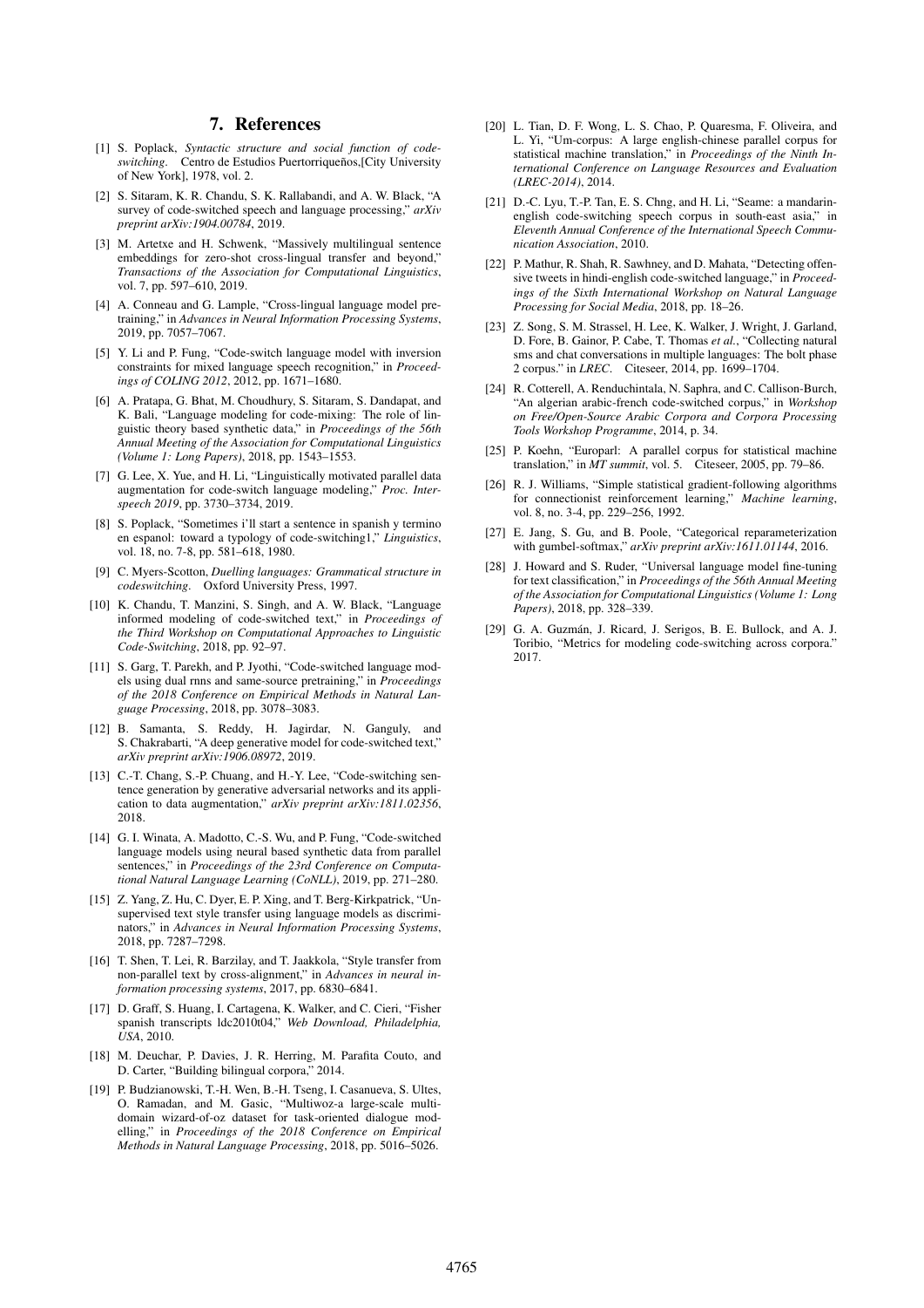## 7. References

[1] S. Poplack, *Syntactic structure and social function of code-switching*. Centro de Estudios Puertorriqueños,[City University of New York], 1978, vol. 2.

[2] S. Sitaram, K. R. Chandu, S. K. Rallabandi, and A. W. Black, "A survey of code-switched speech and language processing," *arXiv preprint arXiv:1904.00784*, 2019.

[3] M. Artetxe and H. Schwenk, "Massively multilingual sentence embeddings for zero-shot cross-lingual transfer and beyond," *Transactions of the Association for Computational Linguistics*, vol. 7, pp. 597–610, 2019.

[4] A. Conneau and G. Lample, "Cross-lingual language model pre-training," in *Advances in Neural Information Processing Systems*, 2019, pp. 7057–7067.

[5] Y. Li and P. Fung, "Code-switch language model with inversion constraints for mixed language speech recognition," in *Proceedings of COLING 2012*, 2012, pp. 1671–1680.

[6] A. Pratapa, G. Bhat, M. Choudhury, S. Sitaram, S. Dandapat, and K. Bali, "Language modeling for code-mixing: The role of linguistic theory based synthetic data," in *Proceedings of the 56th Annual Meeting of the Association for Computational Linguistics (Volume 1: Long Papers)*, 2018, pp. 1543–1553.

[7] G. Lee, X. Yue, and H. Li, "Linguistically motivated parallel data augmentation for code-switch language modeling," *Proc. Interspeech 2019*, pp. 3730–3734, 2019.

[8] S. Poplack, "Sometimes i'll start a sentence in spanish y termino en espanol: toward a typology of code-switching1," *Linguistics*, vol. 18, no. 7-8, pp. 581–618, 1980.

[9] C. Myers-Scotton, *Duelling languages: Grammatical structure in codeswitching*. Oxford University Press, 1997.

[10] K. Chandu, T. Manzini, S. Singh, and A. W. Black, "Language informed modeling of code-switched text," in *Proceedings of the Third Workshop on Computational Approaches to Linguistic Code-Switching*, 2018, pp. 92–97.

[11] S. Garg, T. Parekh, and P. Jyothi, "Code-switched language models using dual rnns and same-source pretraining," in *Proceedings of the 2018 Conference on Empirical Methods in Natural Language Processing*, 2018, pp. 3078–3083.

[12] B. Samanta, S. Reddy, H. Jagirdar, N. Ganguly, and S. Chakrabarti, "A deep generative model for code-switched text," *arXiv preprint arXiv:1906.08972*, 2019.

[13] C.-T. Chang, S.-P. Chuang, and H.-Y. Lee, "Code-switching sentence generation by generative adversarial networks and its application to data augmentation," *arXiv preprint arXiv:1811.02356*, 2018.

[14] G. I. Winata, A. Madotto, C.-S. Wu, and P. Fung, "Code-switched language models using neural based synthetic data from parallel sentences," in *Proceedings of the 23rd Conference on Computational Natural Language Learning (CoNLL)*, 2019, pp. 271–280.

[15] Z. Yang, Z. Hu, C. Dyer, E. P. Xing, and T. Berg-Kirkpatrick, "Unsupervised text style transfer using language models as discriminators," in *Advances in Neural Information Processing Systems*, 2018, pp. 7287–7298.

[16] T. Shen, T. Lei, R. Barzilay, and T. Jaakkola, "Style transfer from non-parallel text by cross-alignment," in *Advances in neural information processing systems*, 2017, pp. 6830–6841.

[17] D. Graff, S. Huang, I. Cartagena, K. Walker, and C. Cieri, "Fisher spanish transcripts ldc2010t04," *Web Download, Philadelphia, USA*, 2010.

[18] M. Deuchar, P. Davies, J. R. Herring, M. Parafita Couto, and D. Carter, "Building bilingual corpora," 2014.

[19] P. Budzianowski, T.-H. Wen, B.-H. Tseng, I. Casanueva, S. Ultes, O. Ramadan, and M. Gasic, "Multiwoz-a large-scale multi-domain wizard-of-oz dataset for task-oriented dialogue modelling," in *Proceedings of the 2018 Conference on Empirical Methods in Natural Language Processing*, 2018, pp. 5016–5026.

[20] L. Tian, D. F. Wong, L. S. Chao, P. Quaresma, F. Oliveira, and L. Yi, "Um-corpus: A large english-chinese parallel corpus for statistical machine translation," in *Proceedings of the Ninth International Conference on Language Resources and Evaluation (LREC-2014)*, 2014.

[21] D.-C. Lyu, T.-P. Tan, E. S. Chng, and H. Li, "Seame: a mandarin-english code-switching speech corpus in south-east asia," in *Eleventh Annual Conference of the International Speech Communication Association*, 2010.

[22] P. Mathur, R. Shah, R. Sawhney, and D. Mahata, "Detecting offensive tweets in hindi-english code-switched language," in *Proceedings of the Sixth International Workshop on Natural Language Processing for Social Media*, 2018, pp. 18–26.

[23] Z. Song, S. M. Strassel, H. Lee, K. Walker, J. Wright, J. Garland, D. Fore, B. Gainor, P. Cabe, T. Thomas *et al.*, "Collecting natural sms and chat conversations in multiple languages: The bolt phase 2 corpus." in *LREC*. Citeseer, 2014, pp. 1699–1704.

[24] R. Cotterell, A. Renduchintala, N. Saphra, and C. Callison-Burch, "An algerian arabic-french code-switched corpus," in *Workshop on Free/Open-Source Arabic Corpora and Corpora Processing Tools Workshop Programme*, 2014, p. 34.

[25] P. Koehn, "Europarl: A parallel corpus for statistical machine translation," in *MT summit*, vol. 5. Citeseer, 2005, pp. 79–86.

[26] R. J. Williams, "Simple statistical gradient-following algorithms for connectionist reinforcement learning," *Machine learning*, vol. 8, no. 3-4, pp. 229–256, 1992.

[27] E. Jang, S. Gu, and B. Poole, "Categorical reparameterization with gumbel-softmax," *arXiv preprint arXiv:1611.01144*, 2016.

[28] J. Howard and S. Ruder, "Universal language model fine-tuning for text classification," in *Proceedings of the 56th Annual Meeting of the Association for Computational Linguistics (Volume 1: Long Papers)*, 2018, pp. 328–339.

[29] G. A. Guzmán, J. Ricard, J. Serigos, B. E. Bullock, and A. J. Toribio, "Metrics for modeling code-switching across corpora." 2017.